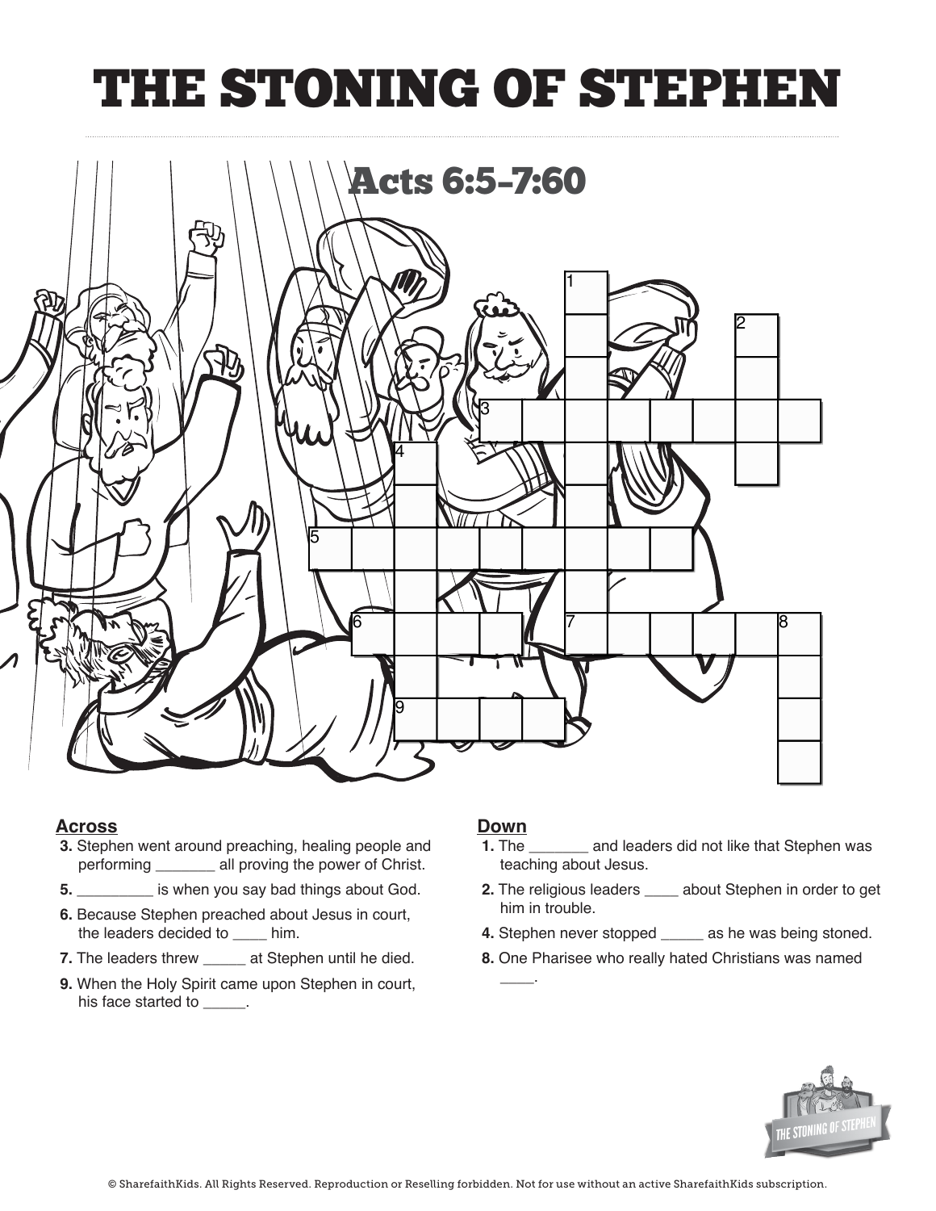# THE STONING OF STEPHEN

## Acts 6:5–7:60

**Across**

3. Stephen went around preaching, healing people and performing _______ all proving the power of Christ.
5. _________ is when you say bad things about God.
6. Because Stephen preached about Jesus in court, the leaders decided to ____ him.
7. The leaders threw _____ at Stephen until he died.
9. When the Holy Spirit came upon Stephen in court, his face started to _____.

**Down**

1. The _______ and leaders did not like that Stephen was teaching about Jesus.
2. The religious leaders ____ about Stephen in order to get him in trouble.
4. Stephen never stopped _____ as he was being stoned.
8. One Pharisee who really hated Christians was named ____.

© SharefaithKids. All Rights Reserved. Reproduction or Reselling forbidden. Not for use without an active SharefaithKids subscription.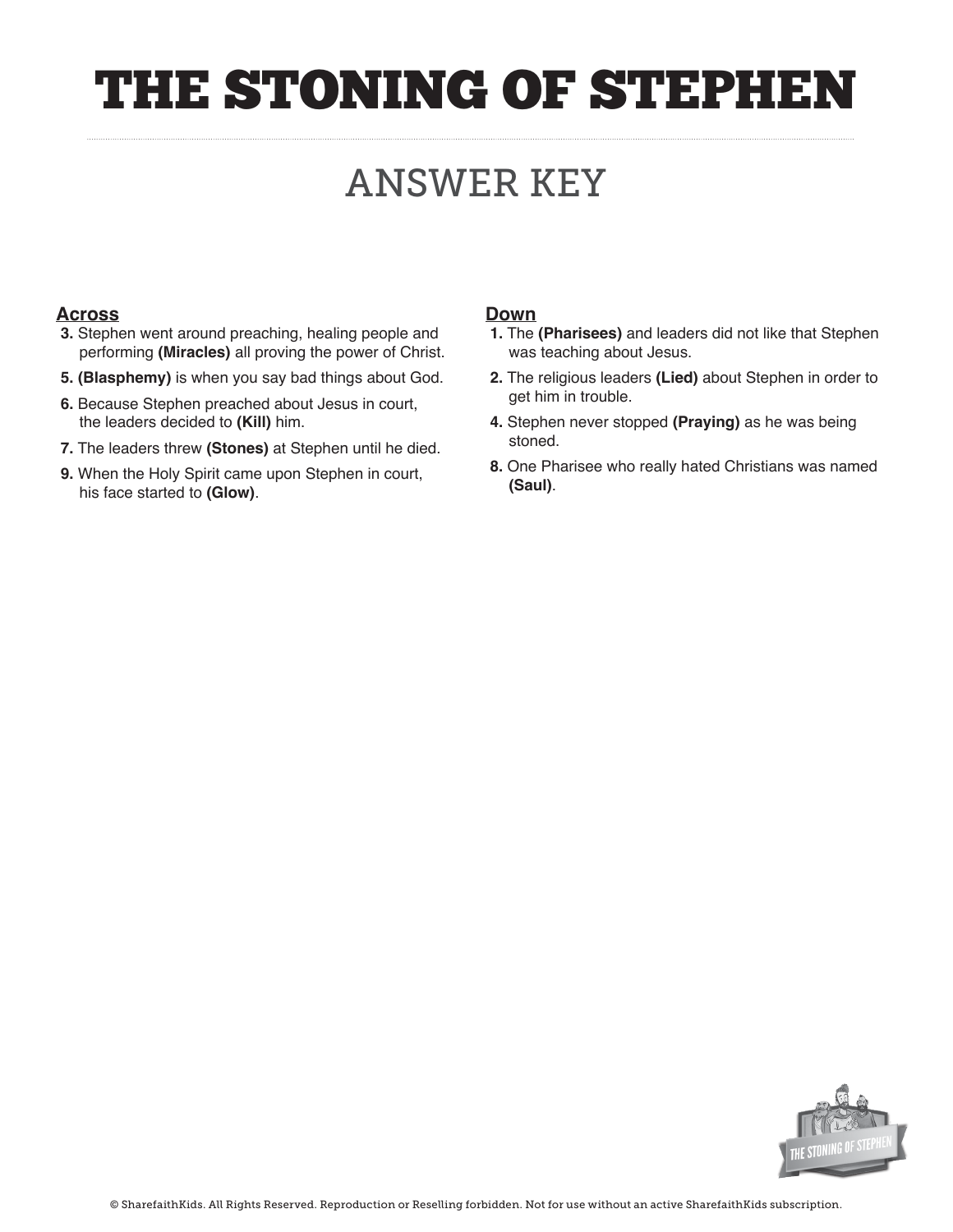# THE STONING OF STEPHEN

## ANSWER KEY

**Across**

**3.** Stephen went around preaching, healing people and performing **(Miracles)** all proving the power of Christ.

**5.** **(Blasphemy)** is when you say bad things about God.

**6.** Because Stephen preached about Jesus in court, the leaders decided to **(Kill)** him.

**7.** The leaders threw **(Stones)** at Stephen until he died.

**9.** When the Holy Spirit came upon Stephen in court, his face started to **(Glow)**.

**Down**

**1.** The **(Pharisees)** and leaders did not like that Stephen was teaching about Jesus.

**2.** The religious leaders **(Lied)** about Stephen in order to get him in trouble.

**4.** Stephen never stopped **(Praying)** as he was being stoned.

**8.** One Pharisee who really hated Christians was named **(Saul)**.

© SharefaithKids. All Rights Reserved. Reproduction or Reselling forbidden. Not for use without an active SharefaithKids subscription.